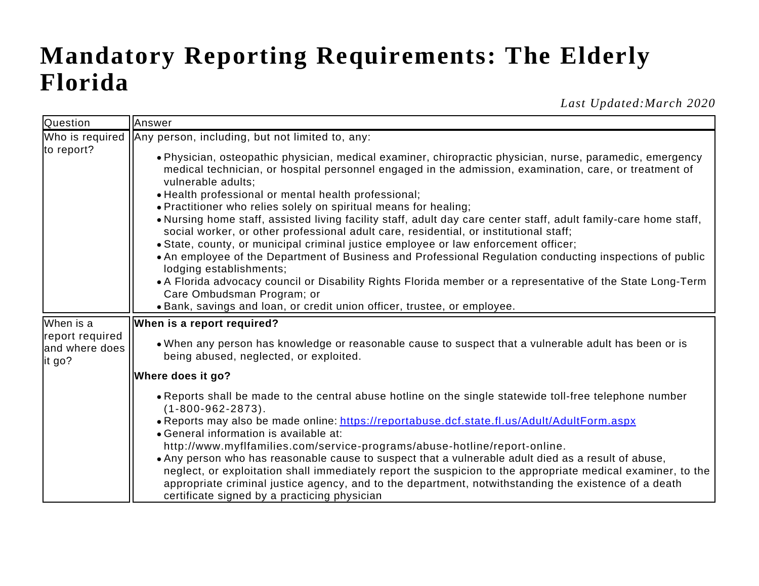# Mandatory Reporting Requirements: The Elderly Florida

*Last Updated:March 2020*

| Question | Answer |
|---|---|
| Who is required to report? | Any person, including, but not limited to, any:<br>• Physician, osteopathic physician, medical examiner, chiropractic physician, nurse, paramedic, emergency medical technician, or hospital personnel engaged in the admission, examination, care, or treatment of vulnerable adults;<br>• Health professional or mental health professional;<br>• Practitioner who relies solely on spiritual means for healing;<br>• Nursing home staff, assisted living facility staff, adult day care center staff, adult family-care home staff, social worker, or other professional adult care, residential, or institutional staff;<br>• State, county, or municipal criminal justice employee or law enforcement officer;<br>• An employee of the Department of Business and Professional Regulation conducting inspections of public lodging establishments;<br>• A Florida advocacy council or Disability Rights Florida member or a representative of the State Long-Term Care Ombudsman Program; or<br>• Bank, savings and loan, or credit union officer, trustee, or employee. |
| When is a report required and where does it go? | **When is a report required?**<br>• When any person has knowledge or reasonable cause to suspect that a vulnerable adult has been or is being abused, neglected, or exploited.<br>**Where does it go?**<br>• Reports shall be made to the central abuse hotline on the single statewide toll-free telephone number (1-800-962-2873).<br>• Reports may also be made online: [https://reportabuse.dcf.state.fl.us/Adult/AdultForm.aspx](https://reportabuse.dcf.state.fl.us/Adult/AdultForm.aspx)<br>• General information is available at: http://www.myflfamilies.com/service-programs/abuse-hotline/report-online.<br>• Any person who has reasonable cause to suspect that a vulnerable adult died as a result of abuse, neglect, or exploitation shall immediately report the suspicion to the appropriate medical examiner, to the appropriate criminal justice agency, and to the department, notwithstanding the existence of a death certificate signed by a practicing physician |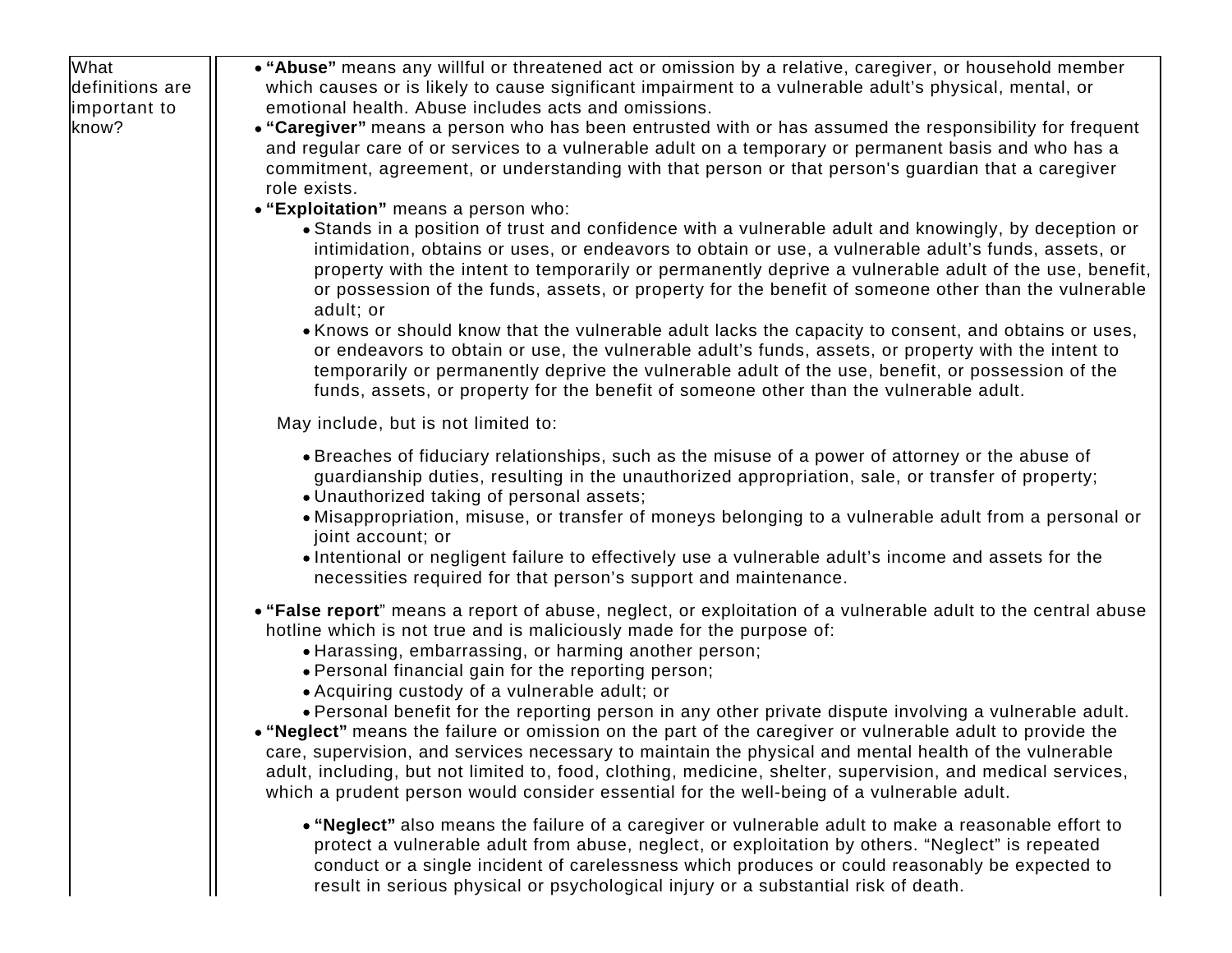| What definitions are important to know? | • **"Abuse"** means any willful or threatened act or omission by a relative, caregiver, or household member which causes or is likely to cause significant impairment to a vulnerable adult's physical, mental, or emotional health. Abuse includes acts and omissions.<br>• **"Caregiver"** means a person who has been entrusted with or has assumed the responsibility for frequent and regular care of or services to a vulnerable adult on a temporary or permanent basis and who has a commitment, agreement, or understanding with that person or that person's guardian that a caregiver role exists.<br>• **"Exploitation"** means a person who:<br>&nbsp;&nbsp;&nbsp;&nbsp;• Stands in a position of trust and confidence with a vulnerable adult and knowingly, by deception or intimidation, obtains or uses, or endeavors to obtain or use, a vulnerable adult's funds, assets, or property with the intent to temporarily or permanently deprive a vulnerable adult of the use, benefit, or possession of the funds, assets, or property for the benefit of someone other than the vulnerable adult; or<br>&nbsp;&nbsp;&nbsp;&nbsp;• Knows or should know that the vulnerable adult lacks the capacity to consent, and obtains or uses, or endeavors to obtain or use, the vulnerable adult's funds, assets, or property with the intent to temporarily or permanently deprive the vulnerable adult of the use, benefit, or possession of the funds, assets, or property for the benefit of someone other than the vulnerable adult.<br><br>May include, but is not limited to:<br><br>&nbsp;&nbsp;&nbsp;&nbsp;• Breaches of fiduciary relationships, such as the misuse of a power of attorney or the abuse of guardianship duties, resulting in the unauthorized appropriation, sale, or transfer of property;<br>&nbsp;&nbsp;&nbsp;&nbsp;• Unauthorized taking of personal assets;<br>&nbsp;&nbsp;&nbsp;&nbsp;• Misappropriation, misuse, or transfer of moneys belonging to a vulnerable adult from a personal or joint account; or<br>&nbsp;&nbsp;&nbsp;&nbsp;• Intentional or negligent failure to effectively use a vulnerable adult's income and assets for the necessities required for that person's support and maintenance.<br><br>• **"False report"** means a report of abuse, neglect, or exploitation of a vulnerable adult to the central abuse hotline which is not true and is maliciously made for the purpose of:<br>&nbsp;&nbsp;&nbsp;&nbsp;• Harassing, embarrassing, or harming another person;<br>&nbsp;&nbsp;&nbsp;&nbsp;• Personal financial gain for the reporting person;<br>&nbsp;&nbsp;&nbsp;&nbsp;• Acquiring custody of a vulnerable adult; or<br>&nbsp;&nbsp;&nbsp;&nbsp;• Personal benefit for the reporting person in any other private dispute involving a vulnerable adult.<br>• **"Neglect"** means the failure or omission on the part of the caregiver or vulnerable adult to provide the care, supervision, and services necessary to maintain the physical and mental health of the vulnerable adult, including, but not limited to, food, clothing, medicine, shelter, supervision, and medical services, which a prudent person would consider essential for the well-being of a vulnerable adult.<br><br>&nbsp;&nbsp;&nbsp;&nbsp;• **"Neglect"** also means the failure of a caregiver or vulnerable adult to make a reasonable effort to protect a vulnerable adult from abuse, neglect, or exploitation by others. "Neglect" is repeated conduct or a single incident of carelessness which produces or could reasonably be expected to result in serious physical or psychological injury or a substantial risk of death. |
|---|---|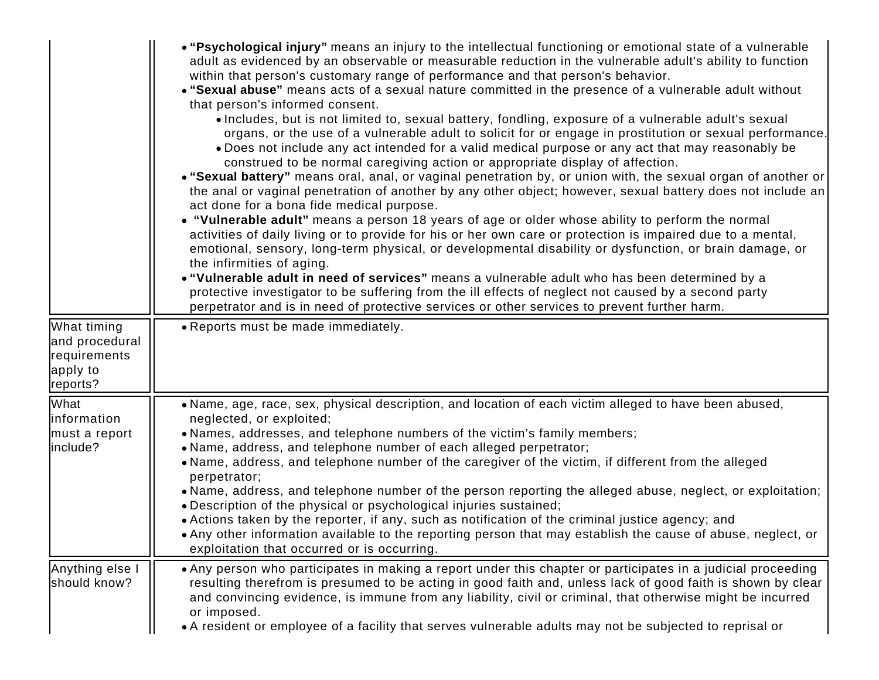| | |
|---|---|
| | • **"Psychological injury"** means an injury to the intellectual functioning or emotional state of a vulnerable adult as evidenced by an observable or measurable reduction in the vulnerable adult's ability to function within that person's customary range of performance and that person's behavior.<br>• **"Sexual abuse"** means acts of a sexual nature committed in the presence of a vulnerable adult without that person's informed consent.<br>&nbsp;&nbsp;&nbsp;&nbsp;• Includes, but is not limited to, sexual battery, fondling, exposure of a vulnerable adult's sexual organs, or the use of a vulnerable adult to solicit for or engage in prostitution or sexual performance.<br>&nbsp;&nbsp;&nbsp;&nbsp;• Does not include any act intended for a valid medical purpose or any act that may reasonably be construed to be normal caregiving action or appropriate display of affection.<br>• **"Sexual battery"** means oral, anal, or vaginal penetration by, or union with, the sexual organ of another or the anal or vaginal penetration of another by any other object; however, sexual battery does not include an act done for a bona fide medical purpose.<br>• **"Vulnerable adult"** means a person 18 years of age or older whose ability to perform the normal activities of daily living or to provide for his or her own care or protection is impaired due to a mental, emotional, sensory, long-term physical, or developmental disability or dysfunction, or brain damage, or the infirmities of aging.<br>• **"Vulnerable adult in need of services"** means a vulnerable adult who has been determined by a protective investigator to be suffering from the ill effects of neglect not caused by a second party perpetrator and is in need of protective services or other services to prevent further harm. |
| What timing and procedural requirements apply to reports? | • Reports must be made immediately. |
| What information must a report include? | • Name, age, race, sex, physical description, and location of each victim alleged to have been abused, neglected, or exploited;<br>• Names, addresses, and telephone numbers of the victim's family members;<br>• Name, address, and telephone number of each alleged perpetrator;<br>• Name, address, and telephone number of the caregiver of the victim, if different from the alleged perpetrator;<br>• Name, address, and telephone number of the person reporting the alleged abuse, neglect, or exploitation;<br>• Description of the physical or psychological injuries sustained;<br>• Actions taken by the reporter, if any, such as notification of the criminal justice agency; and<br>• Any other information available to the reporting person that may establish the cause of abuse, neglect, or exploitation that occurred or is occurring. |
| Anything else I should know? | • Any person who participates in making a report under this chapter or participates in a judicial proceeding resulting therefrom is presumed to be acting in good faith and, unless lack of good faith is shown by clear and convincing evidence, is immune from any liability, civil or criminal, that otherwise might be incurred or imposed.<br>• A resident or employee of a facility that serves vulnerable adults may not be subjected to reprisal or |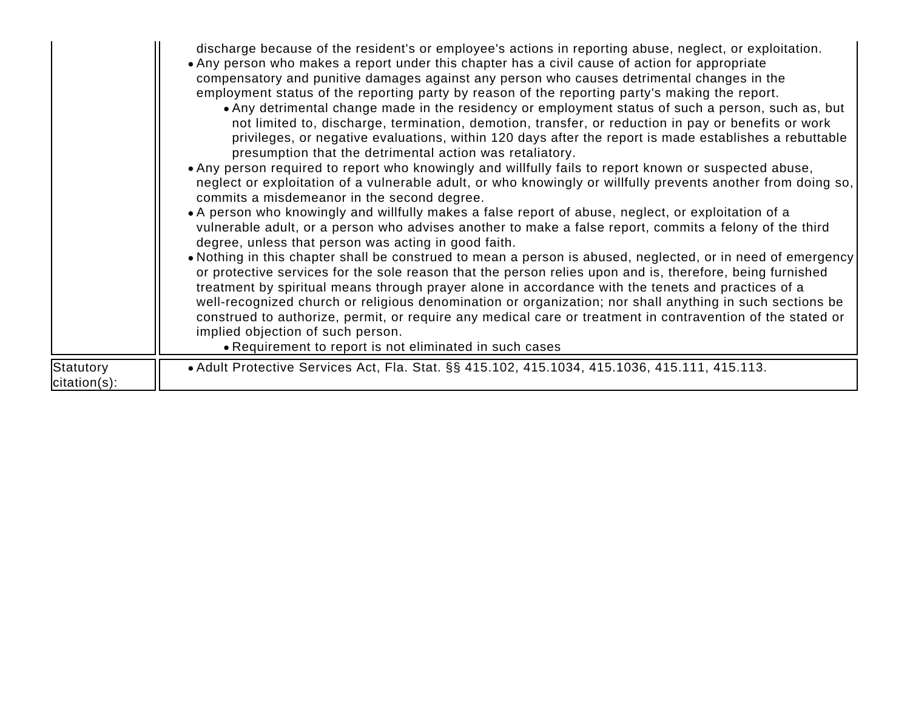| | |
|---|---|
| | discharge because of the resident's or employee's actions in reporting abuse, neglect, or exploitation.<br>• Any person who makes a report under this chapter has a civil cause of action for appropriate compensatory and punitive damages against any person who causes detrimental changes in the employment status of the reporting party by reason of the reporting party's making the report.<br>&nbsp;&nbsp;&nbsp;&nbsp;• Any detrimental change made in the residency or employment status of such a person, such as, but not limited to, discharge, termination, demotion, transfer, or reduction in pay or benefits or work privileges, or negative evaluations, within 120 days after the report is made establishes a rebuttable presumption that the detrimental action was retaliatory.<br>• Any person required to report who knowingly and willfully fails to report known or suspected abuse, neglect or exploitation of a vulnerable adult, or who knowingly or willfully prevents another from doing so, commits a misdemeanor in the second degree.<br>• A person who knowingly and willfully makes a false report of abuse, neglect, or exploitation of a vulnerable adult, or a person who advises another to make a false report, commits a felony of the third degree, unless that person was acting in good faith.<br>• Nothing in this chapter shall be construed to mean a person is abused, neglected, or in need of emergency or protective services for the sole reason that the person relies upon and is, therefore, being furnished treatment by spiritual means through prayer alone in accordance with the tenets and practices of a well-recognized church or religious denomination or organization; nor shall anything in such sections be construed to authorize, permit, or require any medical care or treatment in contravention of the stated or implied objection of such person.<br>&nbsp;&nbsp;&nbsp;&nbsp;• Requirement to report is not eliminated in such cases |
| Statutory citation(s): | • Adult Protective Services Act, Fla. Stat. §§ 415.102, 415.1034, 415.1036, 415.111, 415.113. |